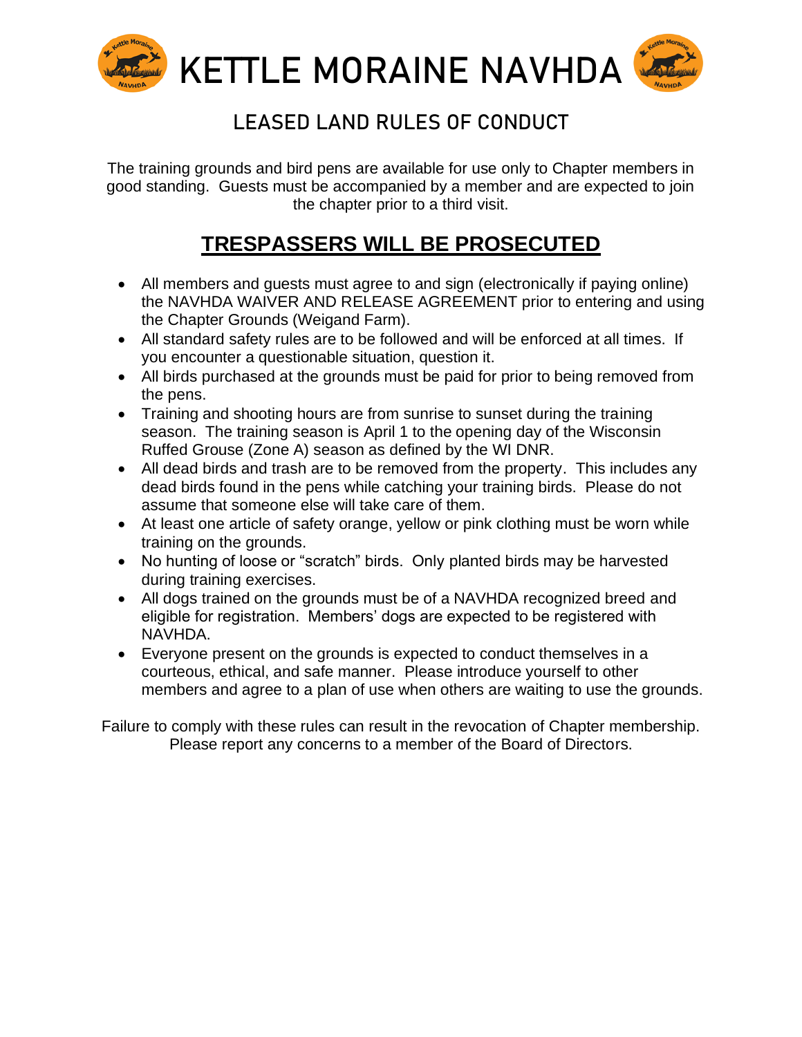# KETTLE MORAINE NAVHDA

## LEASED LAND RULES OF CONDUCT

The training grounds and bird pens are available for use only to Chapter members in good standing. Guests must be accompanied by a member and are expected to join the chapter prior to a third visit.

## **TRESPASSERS WILL BE PROSECUTED**

- All members and guests must agree to and sign (electronically if paying online) the NAVHDA WAIVER AND RELEASE AGREEMENT prior to entering and using the Chapter Grounds (Weigand Farm).
- All standard safety rules are to be followed and will be enforced at all times. If you encounter a questionable situation, question it.
- All birds purchased at the grounds must be paid for prior to being removed from the pens.
- Training and shooting hours are from sunrise to sunset during the training season. The training season is April 1 to the opening day of the Wisconsin Ruffed Grouse (Zone A) season as defined by the WI DNR.
- All dead birds and trash are to be removed from the property. This includes any dead birds found in the pens while catching your training birds. Please do not assume that someone else will take care of them.
- At least one article of safety orange, yellow or pink clothing must be worn while training on the grounds.
- No hunting of loose or "scratch" birds. Only planted birds may be harvested during training exercises.
- All dogs trained on the grounds must be of a NAVHDA recognized breed and eligible for registration. Members' dogs are expected to be registered with NAVHDA.
- Everyone present on the grounds is expected to conduct themselves in a courteous, ethical, and safe manner. Please introduce yourself to other members and agree to a plan of use when others are waiting to use the grounds.

Failure to comply with these rules can result in the revocation of Chapter membership. Please report any concerns to a member of the Board of Directors.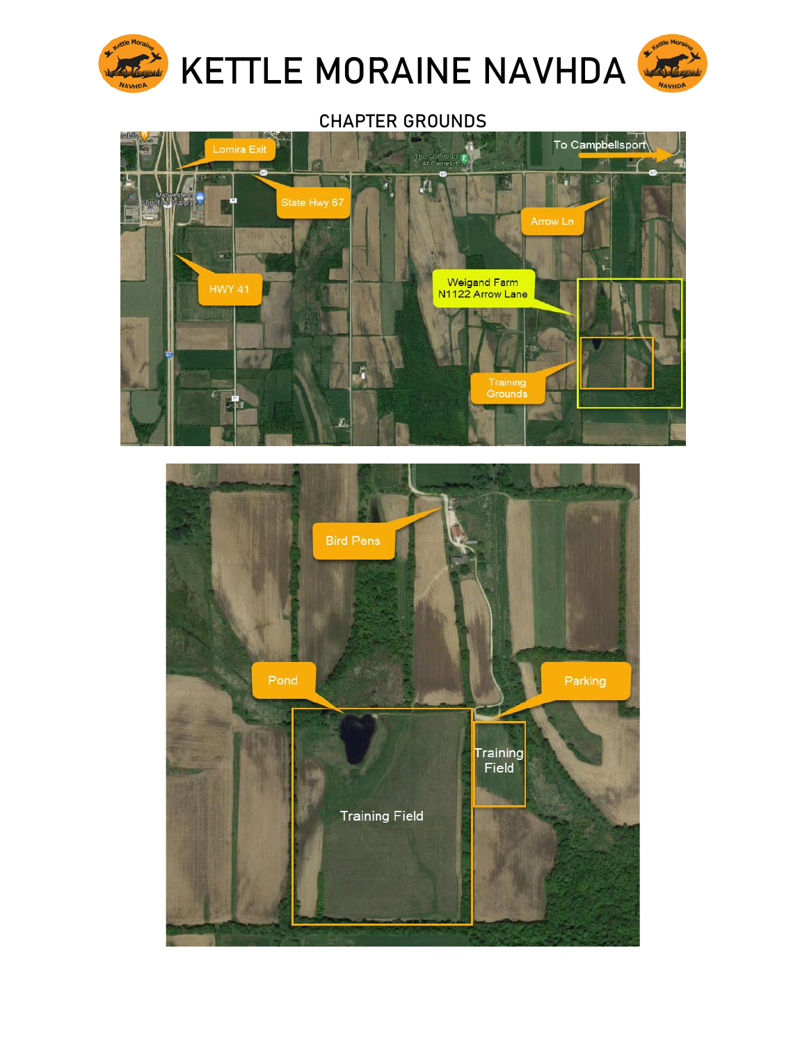# KETTLE MORAINE NAVHDA

## CHAPTER GROUNDS

Lomira Exit

State Hwy 67

HWY 41

To Campbellsport

Arrow Ln

Weigand Farm
N1122 Arrow Lane

Training Grounds

Bird Pens

Pond

Parking

Training Field

Training Field